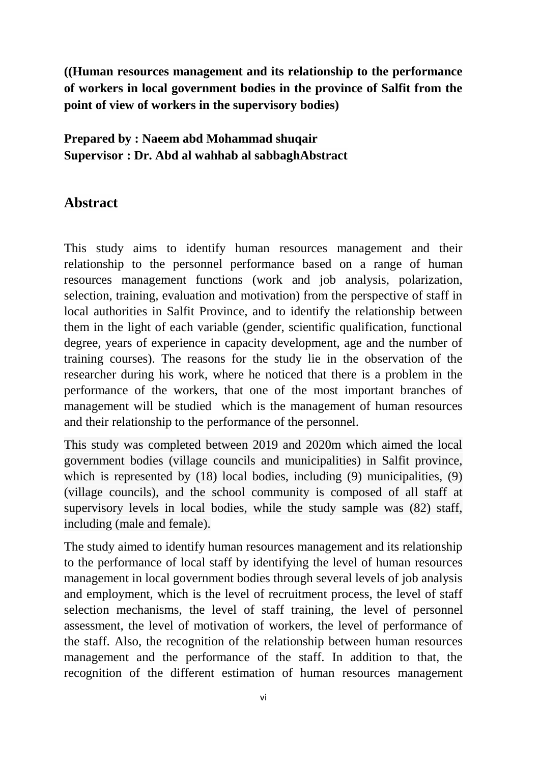**((Human resources management and its relationship to the performance of workers in local government bodies in the province of Salfit from the point of view of workers in the supervisory bodies)**

**Prepared by : Naeem abd Mohammad shuqair**
**Supervisor : Dr. Abd al wahhab al sabbaghAbstract**

## Abstract

This study aims to identify human resources management and their relationship to the personnel performance based on a range of human resources management functions (work and job analysis, polarization, selection, training, evaluation and motivation) from the perspective of staff in local authorities in Salfit Province, and to identify the relationship between them in the light of each variable (gender, scientific qualification, functional degree, years of experience in capacity development, age and the number of training courses). The reasons for the study lie in the observation of the researcher during his work, where he noticed that there is a problem in the performance of the workers, that one of the most important branches of management will be studied which is the management of human resources and their relationship to the performance of the personnel.

This study was completed between 2019 and 2020m which aimed the local government bodies (village councils and municipalities) in Salfit province, which is represented by (18) local bodies, including (9) municipalities, (9) (village councils), and the school community is composed of all staff at supervisory levels in local bodies, while the study sample was (82) staff, including (male and female).

The study aimed to identify human resources management and its relationship to the performance of local staff by identifying the level of human resources management in local government bodies through several levels of job analysis and employment, which is the level of recruitment process, the level of staff selection mechanisms, the level of staff training, the level of personnel assessment, the level of motivation of workers, the level of performance of the staff. Also, the recognition of the relationship between human resources management and the performance of the staff. In addition to that, the recognition of the different estimation of human resources management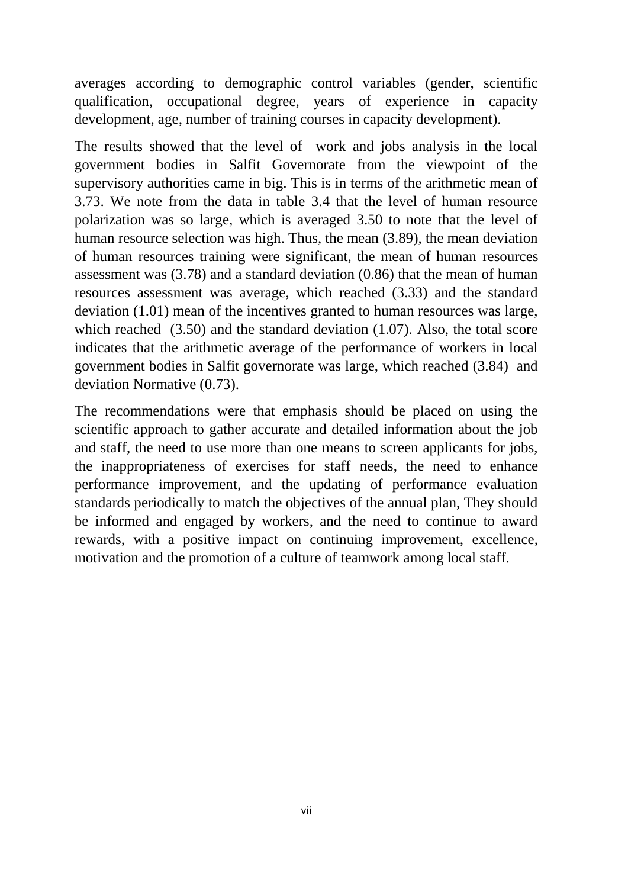averages according to demographic control variables (gender, scientific qualification, occupational degree, years of experience in capacity development, age, number of training courses in capacity development).

The results showed that the level of work and jobs analysis in the local government bodies in Salfit Governorate from the viewpoint of the supervisory authorities came in big. This is in terms of the arithmetic mean of 3.73. We note from the data in table 3.4 that the level of human resource polarization was so large, which is averaged 3.50 to note that the level of human resource selection was high. Thus, the mean (3.89), the mean deviation of human resources training were significant, the mean of human resources assessment was (3.78) and a standard deviation (0.86) that the mean of human resources assessment was average, which reached (3.33) and the standard deviation (1.01) mean of the incentives granted to human resources was large, which reached (3.50) and the standard deviation (1.07). Also, the total score indicates that the arithmetic average of the performance of workers in local government bodies in Salfit governorate was large, which reached (3.84) and deviation Normative (0.73).

The recommendations were that emphasis should be placed on using the scientific approach to gather accurate and detailed information about the job and staff, the need to use more than one means to screen applicants for jobs, the inappropriateness of exercises for staff needs, the need to enhance performance improvement, and the updating of performance evaluation standards periodically to match the objectives of the annual plan, They should be informed and engaged by workers, and the need to continue to award rewards, with a positive impact on continuing improvement, excellence, motivation and the promotion of a culture of teamwork among local staff.